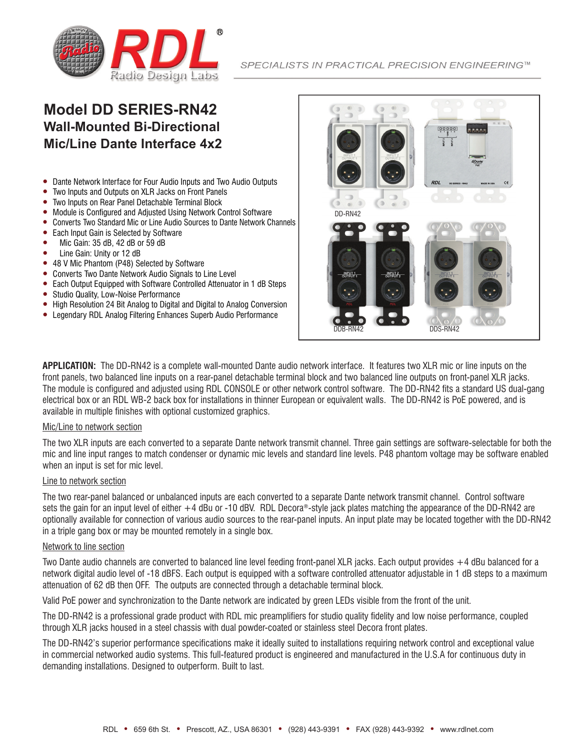# Model DD SERIES-RN42

## Wall-Mounted Bi-Directional Mic/Line Dante Interface 4x2

- Dante Network Interface for Four Audio Inputs and Two Audio Outputs
- Two Inputs and Outputs on XLR Jacks on Front Panels
- Two Inputs on Rear Panel Detachable Terminal Block
- Module is Configured and Adjusted Using Network Control Software
- Converts Two Standard Mic or Line Audio Sources to Dante Network Channels
- Each Input Gain is Selected by Software
- Mic Gain: 35 dB, 42 dB or 59 dB
- Line Gain: Unity or 12 dB
- 48 V Mic Phantom (P48) Selected by Software
- Converts Two Dante Network Audio Signals to Line Level
- Each Output Equipped with Software Controlled Attenuator in 1 dB Steps
- Studio Quality, Low-Noise Performance
- High Resolution 24 Bit Analog to Digital and Digital to Analog Conversion
- Legendary RDL Analog Filtering Enhances Superb Audio Performance

DD-RN42

DDB-RN42

DDS-RN42

**APPLICATION:** The DD-RN42 is a complete wall-mounted Dante audio network interface. It features two XLR mic or line inputs on the front panels, two balanced line inputs on a rear-panel detachable terminal block and two balanced line outputs on front-panel XLR jacks. The module is configured and adjusted using RDL CONSOLE or other network control software. The DD-RN42 fits a standard US dual-gang electrical box or an RDL WB-2 back box for installations in thinner European or equivalent walls. The DD-RN42 is PoE powered, and is available in multiple finishes with optional customized graphics.

Mic/Line to network section

The two XLR inputs are each converted to a separate Dante network transmit channel. Three gain settings are software-selectable for both the mic and line input ranges to match condenser or dynamic mic levels and standard line levels. P48 phantom voltage may be software enabled when an input is set for mic level.

Line to network section

The two rear-panel balanced or unbalanced inputs are each converted to a separate Dante network transmit channel. Control software sets the gain for an input level of either +4 dBu or -10 dBV. RDL Decora®-style jack plates matching the appearance of the DD-RN42 are optionally available for connection of various audio sources to the rear-panel inputs. An input plate may be located together with the DD-RN42 in a triple gang box or may be mounted remotely in a single box.

Network to line section

Two Dante audio channels are converted to balanced line level feeding front-panel XLR jacks. Each output provides +4 dBu balanced for a network digital audio level of -18 dBFS. Each output is equipped with a software controlled attenuator adjustable in 1 dB steps to a maximum attenuation of 62 dB then OFF. The outputs are connected through a detachable terminal block.

Valid PoE power and synchronization to the Dante network are indicated by green LEDs visible from the front of the unit.

The DD-RN42 is a professional grade product with RDL mic preamplifiers for studio quality fidelity and low noise performance, coupled through XLR jacks housed in a steel chassis with dual powder-coated or stainless steel Decora front plates.

The DD-RN42's superior performance specifications make it ideally suited to installations requiring network control and exceptional value in commercial networked audio systems. This full-featured product is engineered and manufactured in the U.S.A for continuous duty in demanding installations. Designed to outperform. Built to last.

RDL • 659 6th St. • Prescott, AZ., USA 86301 • (928) 443-9391 • FAX (928) 443-9392 • www.rdlnet.com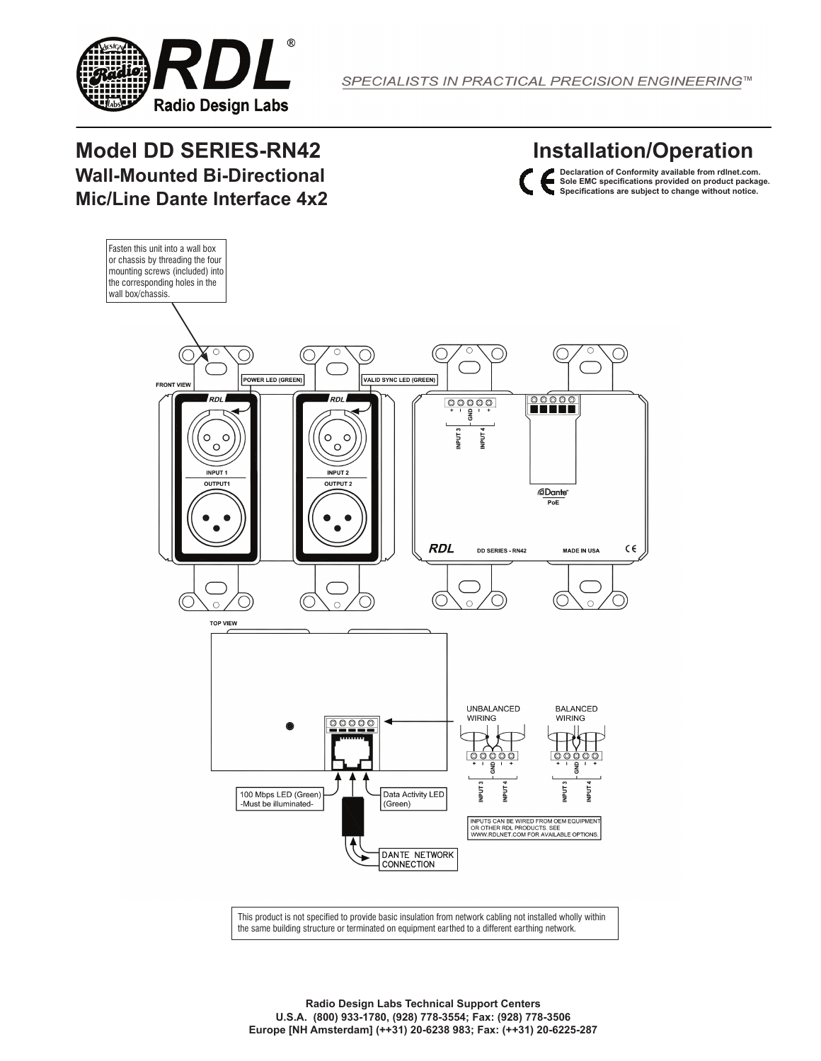SPECIALISTS IN PRACTICAL PRECISION ENGINEERING™

# Model DD SERIES-RN42

## Wall-Mounted Bi-Directional Mic/Line Dante Interface 4x2

## Installation/Operation

**Declaration of Conformity available from rdlnet.com.**
**Sole EMC specifications provided on product package.**
**Specifications are subject to change without notice.**

Fasten this unit into a wall box or chassis by threading the four mounting screws (included) into the corresponding holes in the wall box/chassis.

FRONT VIEW

POWER LED (GREEN)

VALID SYNC LED (GREEN)

INPUT 1

OUTPUT1

INPUT 2

OUTPUT 2

+ - GND - +

INPUT 3

INPUT 4

Dante

PoE

RDL DD SERIES - RN42 MADE IN USA

TOP VIEW

UNBALANCED WIRING

BALANCED WIRING

100 Mbps LED (Green) -Must be illuminated-

Data Activity LED (Green)

DANTE NETWORK CONNECTION

INPUTS CAN BE WIRED FROM OEM EQUIPMENT OR OTHER RDL PRODUCTS. SEE WWW.RDLNET.COM FOR AVAILABLE OPTIONS.

This product is not specified to provide basic insulation from network cabling not installed wholly within the same building structure or terminated on equipment earthed to a different earthing network.

**Radio Design Labs Technical Support Centers**
**U.S.A. (800) 933-1780, (928) 778-3554; Fax: (928) 778-3506**
**Europe [NH Amsterdam] (++31) 20-6238 983; Fax: (++31) 20-6225-287**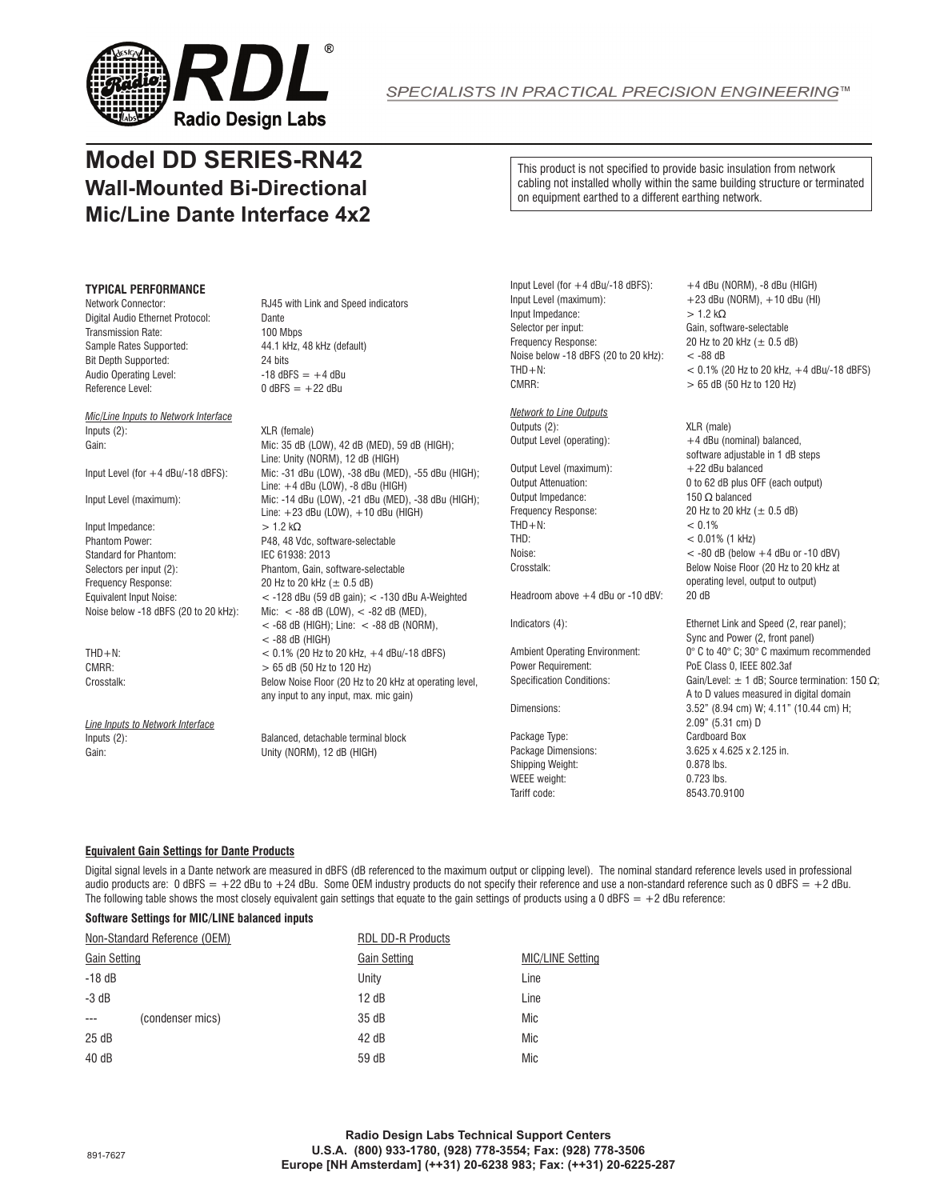# Model DD SERIES-RN42

## Wall-Mounted Bi-Directional Mic/Line Dante Interface 4x2

This product is not specified to provide basic insulation from network cabling not installed wholly within the same building structure or terminated on equipment earthed to a different earthing network.

### TYPICAL PERFORMANCE

| | |
|---|---|
| Network Connector: | RJ45 with Link and Speed indicators |
| Digital Audio Ethernet Protocol: | Dante |
| Transmission Rate: | 100 Mbps |
| Sample Rates Supported: | 44.1 kHz, 48 kHz (default) |
| Bit Depth Supported: | 24 bits |
| Audio Operating Level: | -18 dBFS = +4 dBu |
| Reference Level: | 0 dBFS = +22 dBu |

*Mic/Line Inputs to Network Interface*

| | |
|---|---|
| Inputs (2): | XLR (female) |
| Gain: | Mic: 35 dB (LOW), 42 dB (MED), 59 dB (HIGH); Line: Unity (NORM), 12 dB (HIGH) |
| Input Level (for +4 dBu/-18 dBFS): | Mic: -31 dBu (LOW), -38 dBu (MED), -55 dBu (HIGH); Line: +4 dBu (LOW), -8 dBu (HIGH) |
| Input Level (maximum): | Mic: -14 dBu (LOW), -21 dBu (MED), -38 dBu (HIGH); Line: +23 dBu (LOW), +10 dBu (HIGH) |
| Input Impedance: | > 1.2 kΩ |
| Phantom Power: | P48, 48 Vdc, software-selectable |
| Standard for Phantom: | IEC 61938: 2013 |
| Selectors per input (2): | Phantom, Gain, software-selectable |
| Frequency Response: | 20 Hz to 20 kHz (± 0.5 dB) |
| Equivalent Input Noise: | < -128 dBu (59 dB gain); < -130 dBu A-Weighted |
| Noise below -18 dBFS (20 to 20 kHz): | Mic: < -88 dB (LOW), < -82 dB (MED), < -68 dB (HIGH); Line: < -88 dB (NORM), < -88 dB (HIGH) |
| THD+N: | < 0.1% (20 Hz to 20 kHz, +4 dBu/-18 dBFS) |
| CMRR: | > 65 dB (50 Hz to 120 Hz) |
| Crosstalk: | Below Noise Floor (20 Hz to 20 kHz at operating level, any input to any input, max. mic gain) |

*Line Inputs to Network Interface*

| | |
|---|---|
| Inputs (2): | Balanced, detachable terminal block |
| Gain: | Unity (NORM), 12 dB (HIGH) |
| Input Level (for +4 dBu/-18 dBFS): | +4 dBu (NORM), -8 dBu (HIGH) |
| Input Level (maximum): | +23 dBu (NORM), +10 dBu (HI) |
| Input Impedance: | > 1.2 kΩ |
| Selector per input: | Gain, software-selectable |
| Frequency Response: | 20 Hz to 20 kHz (± 0.5 dB) |
| Noise below -18 dBFS (20 to 20 kHz): | < -88 dB |
| THD+N: | < 0.1% (20 Hz to 20 kHz, +4 dBu/-18 dBFS) |
| CMRR: | > 65 dB (50 Hz to 120 Hz) |

*Network to Line Outputs*

| | |
|---|---|
| Outputs (2): | XLR (male) |
| Output Level (operating): | +4 dBu (nominal) balanced, software adjustable in 1 dB steps |
| Output Level (maximum): | +22 dBu balanced |
| Output Attenuation: | 0 to 62 dB plus OFF (each output) |
| Output Impedance: | 150 Ω balanced |
| Frequency Response: | 20 Hz to 20 kHz (± 0.5 dB) |
| THD+N: | < 0.1% |
| THD: | < 0.01% (1 kHz) |
| Noise: | < -80 dB (below +4 dBu or -10 dBV) |
| Crosstalk: | Below Noise Floor (20 Hz to 20 kHz at operating level, output to output) |
| Headroom above +4 dBu or -10 dBV: | 20 dB |
| Indicators (4): | Ethernet Link and Speed (2, rear panel); Sync and Power (2, front panel) |
| Ambient Operating Environment: | 0° C to 40° C; 30° C maximum recommended |
| Power Requirement: | PoE Class 0, IEEE 802.3af |
| Specification Conditions: | Gain/Level: ± 1 dB; Source termination: 150 Ω; A to D values measured in digital domain |
| Dimensions: | 3.52" (8.94 cm) W; 4.11" (10.44 cm) H; 2.09" (5.31 cm) D |
| Package Type: | Cardboard Box |
| Package Dimensions: | 3.625 x 4.625 x 2.125 in. |
| Shipping Weight: | 0.878 lbs. |
| WEEE weight: | 0.723 lbs. |
| Tariff code: | 8543.70.9100 |

### Equivalent Gain Settings for Dante Products

Digital signal levels in a Dante network are measured in dBFS (dB referenced to the maximum output or clipping level). The nominal standard reference levels used in professional audio products are: 0 dBFS = +22 dBu to +24 dBu. Some OEM industry products do not specify their reference and use a non-standard reference such as 0 dBFS = +2 dBu. The following table shows the most closely equivalent gain settings that equate to the gain settings of products using a 0 dBFS = +2 dBu reference:

**Software Settings for MIC/LINE balanced inputs**

| Non-Standard Reference (OEM) | RDL DD-R Products | |
|---|---|---|
| Gain Setting | Gain Setting | MIC/LINE Setting |
| -18 dB | Unity | Line |
| -3 dB | 12 dB | Line |
| --- (condenser mics) | 35 dB | Mic |
| 25 dB | 42 dB | Mic |
| 40 dB | 59 dB | Mic |

891-7627

**Radio Design Labs Technical Support Centers**
**U.S.A. (800) 933-1780, (928) 778-3554; Fax: (928) 778-3506**
**Europe [NH Amsterdam] (++31) 20-6238 983; Fax: (++31) 20-6225-287**